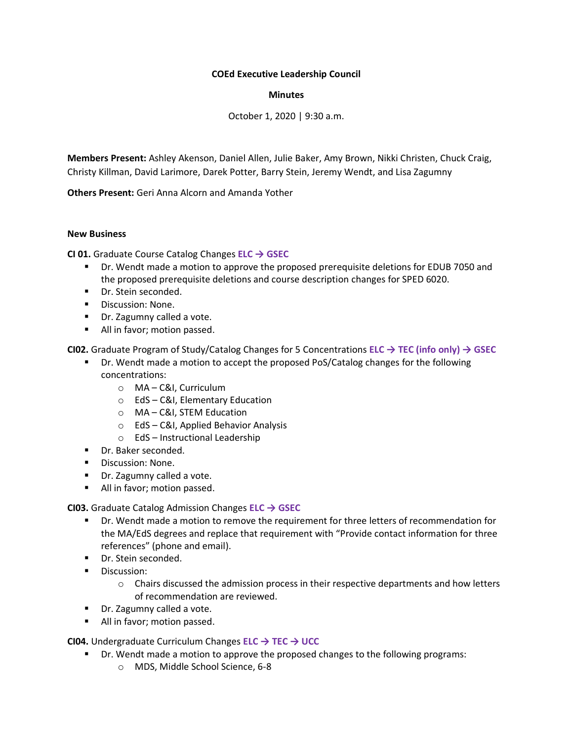**COEd Executive Leadership Council**

**Minutes**

October 1, 2020 | 9:30 a.m.

**Members Present:** Ashley Akenson, Daniel Allen, Julie Baker, Amy Brown, Nikki Christen, Chuck Craig, Christy Killman, David Larimore, Darek Potter, Barry Stein, Jeremy Wendt, and Lisa Zagumny

**Others Present:** Geri Anna Alcorn and Amanda Yother

**New Business**

**CI 01.** Graduate Course Catalog Changes **ELC → GSEC**

- Dr. Wendt made a motion to approve the proposed prerequisite deletions for EDUB 7050 and the proposed prerequisite deletions and course description changes for SPED 6020.
- Dr. Stein seconded.
- Discussion: None.
- Dr. Zagumny called a vote.
- All in favor; motion passed.

**CI02.** Graduate Program of Study/Catalog Changes for 5 Concentrations **ELC → TEC (info only) → GSEC**

- Dr. Wendt made a motion to accept the proposed PoS/Catalog changes for the following concentrations:
  - MA – C&I, Curriculum
  - EdS – C&I, Elementary Education
  - MA – C&I, STEM Education
  - EdS – C&I, Applied Behavior Analysis
  - EdS – Instructional Leadership
- Dr. Baker seconded.
- Discussion: None.
- Dr. Zagumny called a vote.
- All in favor; motion passed.

**CI03.** Graduate Catalog Admission Changes **ELC → GSEC**

- Dr. Wendt made a motion to remove the requirement for three letters of recommendation for the MA/EdS degrees and replace that requirement with "Provide contact information for three references" (phone and email).
- Dr. Stein seconded.
- Discussion:
  - Chairs discussed the admission process in their respective departments and how letters of recommendation are reviewed.
- Dr. Zagumny called a vote.
- All in favor; motion passed.

**CI04.** Undergraduate Curriculum Changes **ELC → TEC → UCC**

- Dr. Wendt made a motion to approve the proposed changes to the following programs:
  - MDS, Middle School Science, 6-8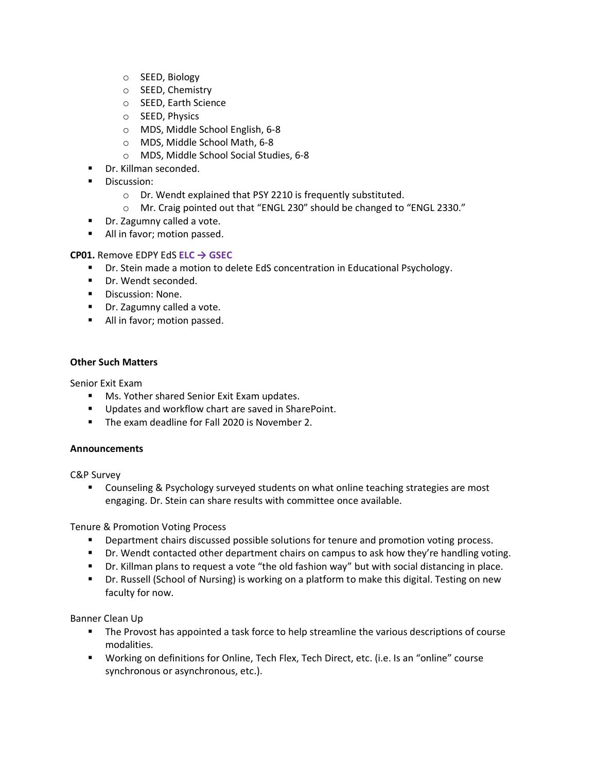- SEED, Biology
  - SEED, Chemistry
  - SEED, Earth Science
  - SEED, Physics
  - MDS, Middle School English, 6-8
  - MDS, Middle School Math, 6-8
  - MDS, Middle School Social Studies, 6-8
- Dr. Killman seconded.
- Discussion:
  - Dr. Wendt explained that PSY 2210 is frequently substituted.
  - Mr. Craig pointed out that "ENGL 230" should be changed to "ENGL 2330."
- Dr. Zagumny called a vote.
- All in favor; motion passed.

**CP01.** Remove EDPY EdS **ELC → GSEC**

- Dr. Stein made a motion to delete EdS concentration in Educational Psychology.
- Dr. Wendt seconded.
- Discussion: None.
- Dr. Zagumny called a vote.
- All in favor; motion passed.

**Other Such Matters**

Senior Exit Exam

- Ms. Yother shared Senior Exit Exam updates.
- Updates and workflow chart are saved in SharePoint.
- The exam deadline for Fall 2020 is November 2.

**Announcements**

C&P Survey

- Counseling & Psychology surveyed students on what online teaching strategies are most engaging. Dr. Stein can share results with committee once available.

Tenure & Promotion Voting Process

- Department chairs discussed possible solutions for tenure and promotion voting process.
- Dr. Wendt contacted other department chairs on campus to ask how they're handling voting.
- Dr. Killman plans to request a vote "the old fashion way" but with social distancing in place.
- Dr. Russell (School of Nursing) is working on a platform to make this digital. Testing on new faculty for now.

Banner Clean Up

- The Provost has appointed a task force to help streamline the various descriptions of course modalities.
- Working on definitions for Online, Tech Flex, Tech Direct, etc. (i.e. Is an "online" course synchronous or asynchronous, etc.).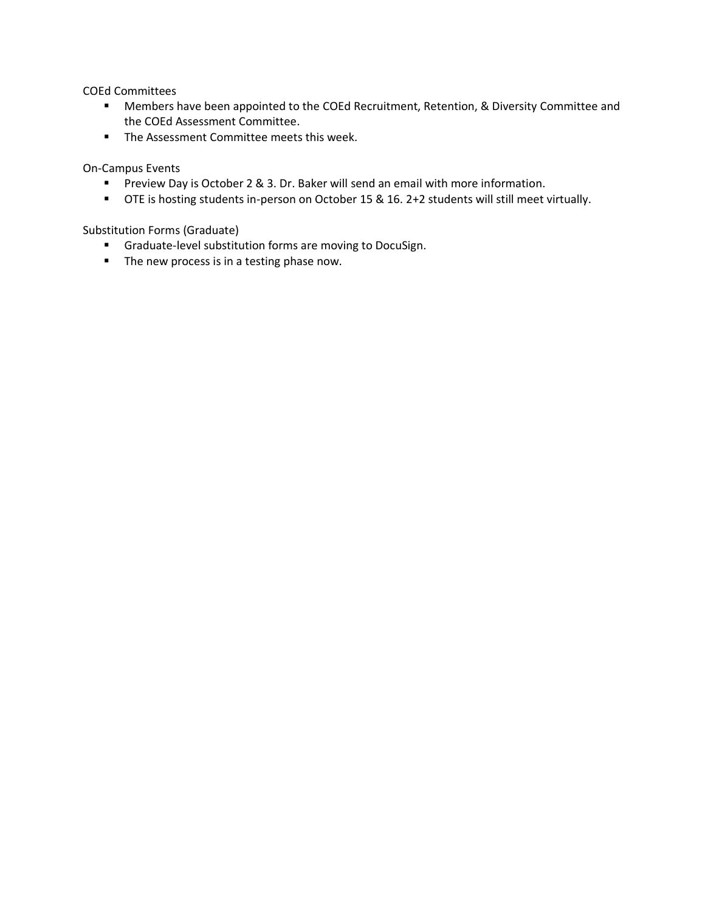COEd Committees

- Members have been appointed to the COEd Recruitment, Retention, & Diversity Committee and the COEd Assessment Committee.
- The Assessment Committee meets this week.

On-Campus Events

- Preview Day is October 2 & 3. Dr. Baker will send an email with more information.
- OTE is hosting students in-person on October 15 & 16. 2+2 students will still meet virtually.

Substitution Forms (Graduate)

- Graduate-level substitution forms are moving to DocuSign.
- The new process is in a testing phase now.